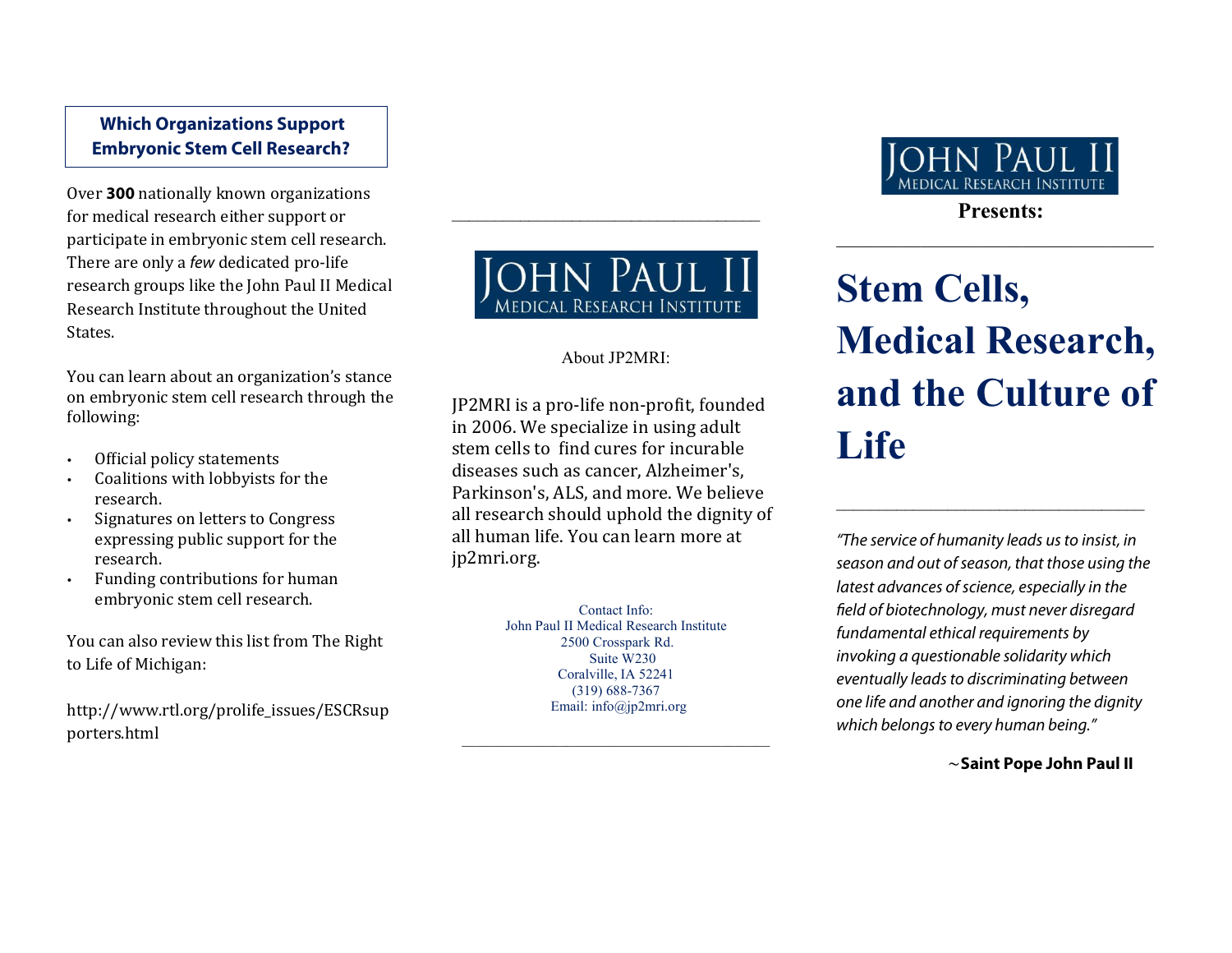## Which Organizations Support Embryonic Stem Cell Research?

Over **300** nationally known organizations for medical research either support or participate in embryonic stem cell research. There are only a *few* dedicated pro-life research groups like the John Paul II Medical Research Institute throughout the United States.

You can learn about an organization's stance on embryonic stem cell research through the following:

- Official policy statements
- Coalitions with lobbyists for the research.
- Signatures on letters to Congress expressing public support for the research.
- Funding contributions for human embryonic stem cell research.

You can also review this list from The Right to Life of Michigan:

http://www.rtl.org/prolife_issues/ESCRsupporters.html

---

JOHN PAUL II MEDICAL RESEARCH INSTITUTE

About JP2MRI:

JP2MRI is a pro-life non-profit, founded in 2006. We specialize in using adult stem cells to find cures for incurable diseases such as cancer, Alzheimer's, Parkinson's, ALS, and more. We believe all research should uphold the dignity of all human life. You can learn more at jp2mri.org.

Contact Info:
John Paul II Medical Research Institute
2500 Crosspark Rd.
Suite W230
Coralville, IA 52241
(319) 688-7367
Email: info@jp2mri.org

---

JOHN PAUL II MEDICAL RESEARCH INSTITUTE

**Presents:**

# Stem Cells, Medical Research, and the Culture of Life

*"The service of humanity leads us to insist, in season and out of season, that those using the latest advances of science, especially in the field of biotechnology, must never disregard fundamental ethical requirements by invoking a questionable solidarity which eventually leads to discriminating between one life and another and ignoring the dignity which belongs to every human being."*

~**Saint Pope John Paul II**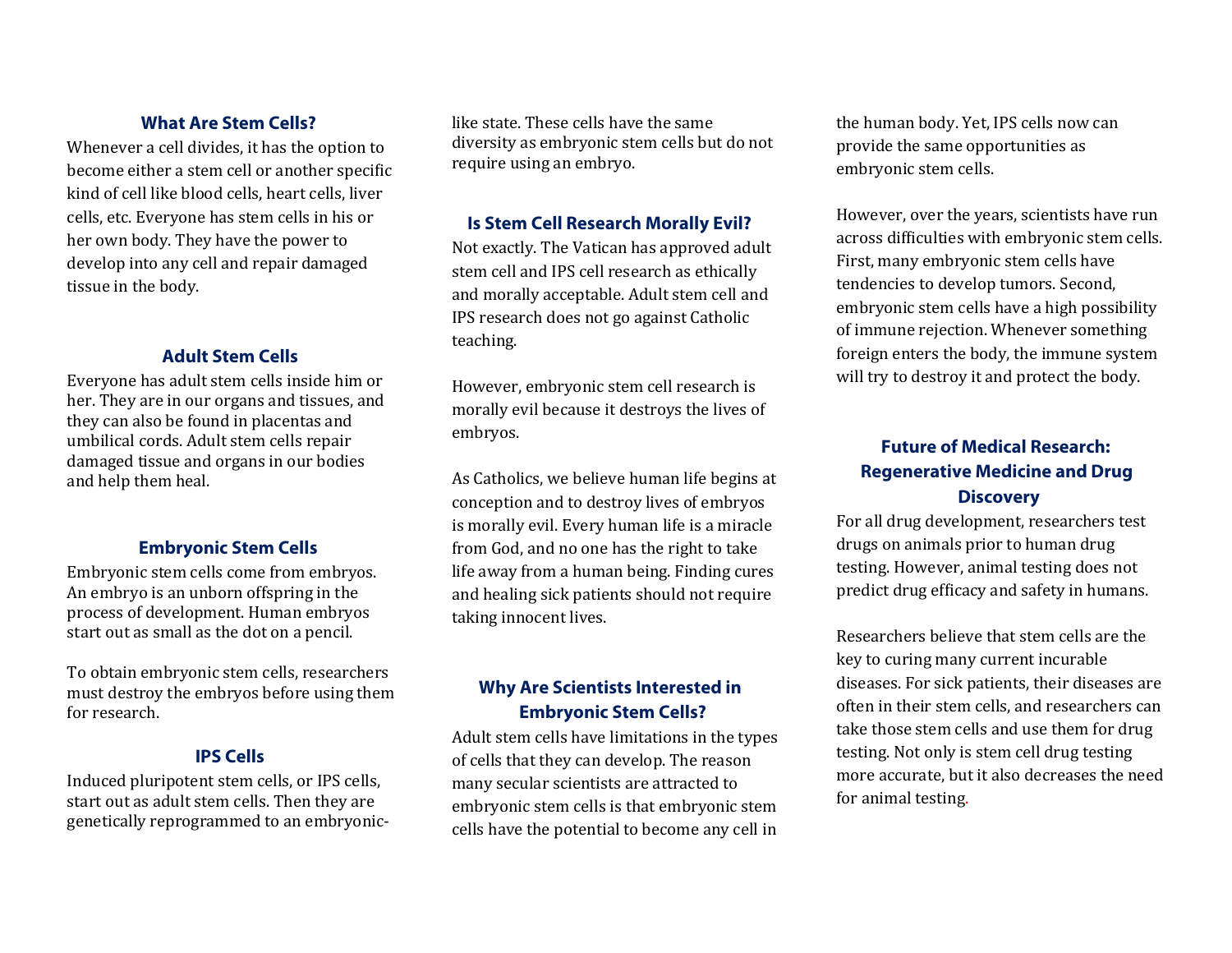### What Are Stem Cells?

Whenever a cell divides, it has the option to become either a stem cell or another specific kind of cell like blood cells, heart cells, liver cells, etc. Everyone has stem cells in his or her own body. They have the power to develop into any cell and repair damaged tissue in the body.

### Adult Stem Cells

Everyone has adult stem cells inside him or her. They are in our organs and tissues, and they can also be found in placentas and umbilical cords. Adult stem cells repair damaged tissue and organs in our bodies and help them heal.

### Embryonic Stem Cells

Embryonic stem cells come from embryos. An embryo is an unborn offspring in the process of development. Human embryos start out as small as the dot on a pencil.

To obtain embryonic stem cells, researchers must destroy the embryos before using them for research.

### IPS Cells

Induced pluripotent stem cells, or IPS cells, start out as adult stem cells. Then they are genetically reprogrammed to an embryonic-like state. These cells have the same diversity as embryonic stem cells but do not require using an embryo.

### Is Stem Cell Research Morally Evil?

Not exactly. The Vatican has approved adult stem cell and IPS cell research as ethically and morally acceptable. Adult stem cell and IPS research does not go against Catholic teaching.

However, embryonic stem cell research is morally evil because it destroys the lives of embryos.

As Catholics, we believe human life begins at conception and to destroy lives of embryos is morally evil. Every human life is a miracle from God, and no one has the right to take life away from a human being. Finding cures and healing sick patients should not require taking innocent lives.

### Why Are Scientists Interested in Embryonic Stem Cells?

Adult stem cells have limitations in the types of cells that they can develop. The reason many secular scientists are attracted to embryonic stem cells is that embryonic stem cells have the potential to become any cell in the human body. Yet, IPS cells now can provide the same opportunities as embryonic stem cells.

However, over the years, scientists have run across difficulties with embryonic stem cells. First, many embryonic stem cells have tendencies to develop tumors. Second, embryonic stem cells have a high possibility of immune rejection. Whenever something foreign enters the body, the immune system will try to destroy it and protect the body.

### Future of Medical Research: Regenerative Medicine and Drug Discovery

For all drug development, researchers test drugs on animals prior to human drug testing. However, animal testing does not predict drug efficacy and safety in humans.

Researchers believe that stem cells are the key to curing many current incurable diseases. For sick patients, their diseases are often in their stem cells, and researchers can take those stem cells and use them for drug testing. Not only is stem cell drug testing more accurate, but it also decreases the need for animal testing.